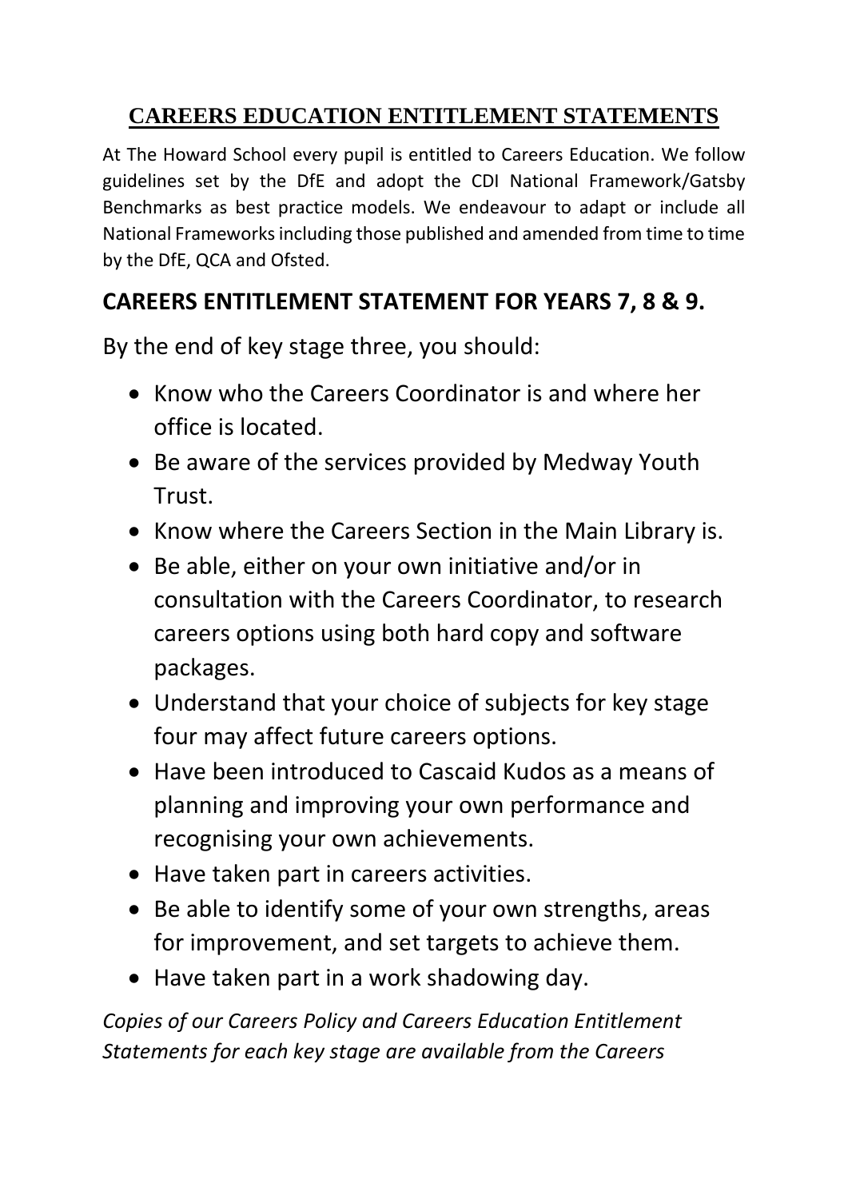# CAREERS EDUCATION ENTITLEMENT STATEMENTS

At The Howard School every pupil is entitled to Careers Education. We follow guidelines set by the DfE and adopt the CDI National Framework/Gatsby Benchmarks as best practice models. We endeavour to adapt or include all National Frameworks including those published and amended from time to time by the DfE, QCA and Ofsted.

## CAREERS ENTITLEMENT STATEMENT FOR YEARS 7, 8 & 9.

By the end of key stage three, you should:

- Know who the Careers Coordinator is and where her office is located.
- Be aware of the services provided by Medway Youth Trust.
- Know where the Careers Section in the Main Library is.
- Be able, either on your own initiative and/or in consultation with the Careers Coordinator, to research careers options using both hard copy and software packages.
- Understand that your choice of subjects for key stage four may affect future careers options.
- Have been introduced to Cascaid Kudos as a means of planning and improving your own performance and recognising your own achievements.
- Have taken part in careers activities.
- Be able to identify some of your own strengths, areas for improvement, and set targets to achieve them.
- Have taken part in a work shadowing day.

*Copies of our Careers Policy and Careers Education Entitlement Statements for each key stage are available from the Careers*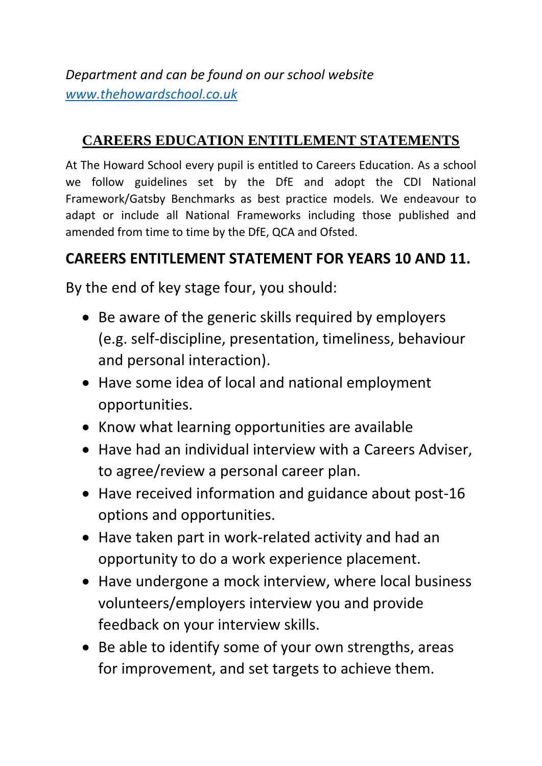*Department and can be found on our school website [www.thehowardschool.co.uk](www.thehowardschool.co.uk)*

## CAREERS EDUCATION ENTITLEMENT STATEMENTS

At The Howard School every pupil is entitled to Careers Education. As a school we follow guidelines set by the DfE and adopt the CDI National Framework/Gatsby Benchmarks as best practice models. We endeavour to adapt or include all National Frameworks including those published and amended from time to time by the DfE, QCA and Ofsted.

## CAREERS ENTITLEMENT STATEMENT FOR YEARS 10 AND 11.

By the end of key stage four, you should:

- Be aware of the generic skills required by employers (e.g. self-discipline, presentation, timeliness, behaviour and personal interaction).
- Have some idea of local and national employment opportunities.
- Know what learning opportunities are available
- Have had an individual interview with a Careers Adviser, to agree/review a personal career plan.
- Have received information and guidance about post-16 options and opportunities.
- Have taken part in work-related activity and had an opportunity to do a work experience placement.
- Have undergone a mock interview, where local business volunteers/employers interview you and provide feedback on your interview skills.
- Be able to identify some of your own strengths, areas for improvement, and set targets to achieve them.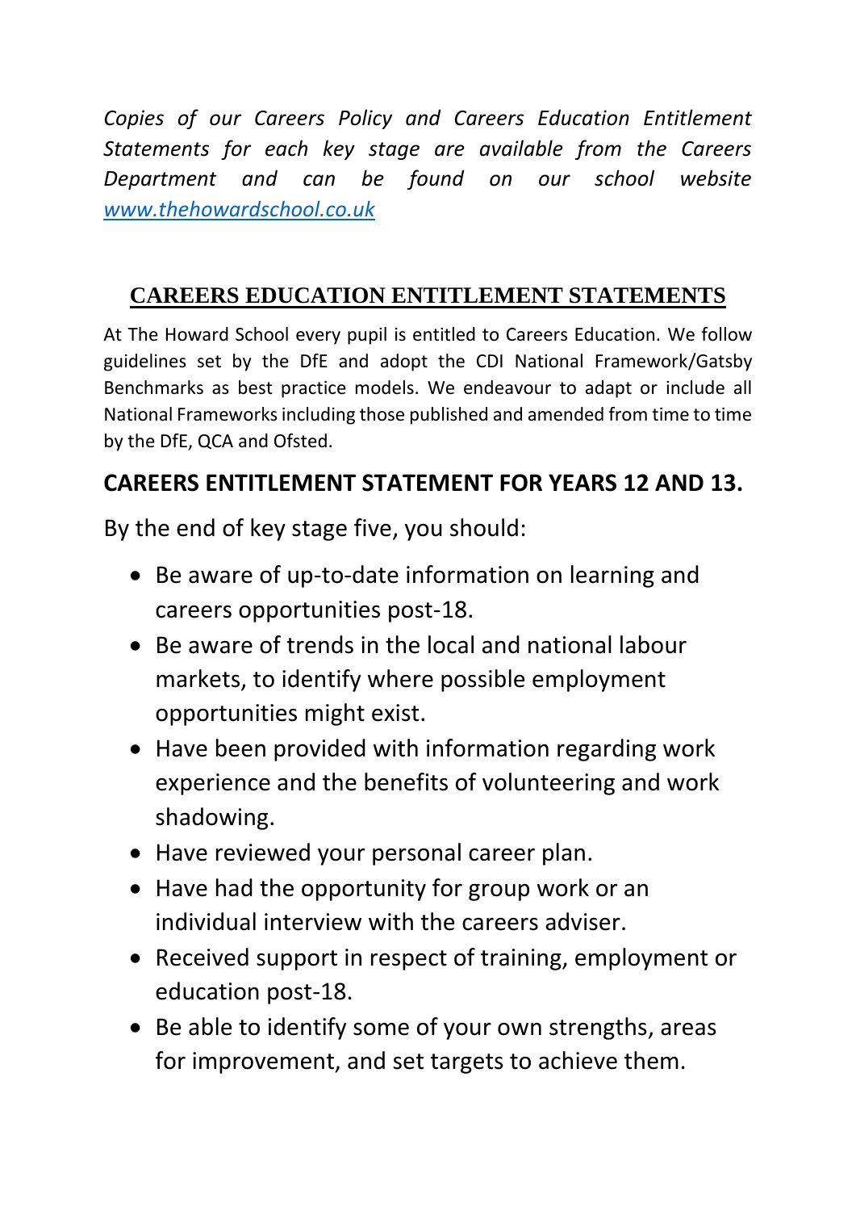*Copies of our Careers Policy and Careers Education Entitlement Statements for each key stage are available from the Careers Department and can be found on our school website [www.thehowardschool.co.uk](http://www.thehowardschool.co.uk)*

## CAREERS EDUCATION ENTITLEMENT STATEMENTS

At The Howard School every pupil is entitled to Careers Education. We follow guidelines set by the DfE and adopt the CDI National Framework/Gatsby Benchmarks as best practice models. We endeavour to adapt or include all National Frameworks including those published and amended from time to time by the DfE, QCA and Ofsted.

## CAREERS ENTITLEMENT STATEMENT FOR YEARS 12 AND 13.

By the end of key stage five, you should:

- Be aware of up-to-date information on learning and careers opportunities post-18.
- Be aware of trends in the local and national labour markets, to identify where possible employment opportunities might exist.
- Have been provided with information regarding work experience and the benefits of volunteering and work shadowing.
- Have reviewed your personal career plan.
- Have had the opportunity for group work or an individual interview with the careers adviser.
- Received support in respect of training, employment or education post-18.
- Be able to identify some of your own strengths, areas for improvement, and set targets to achieve them.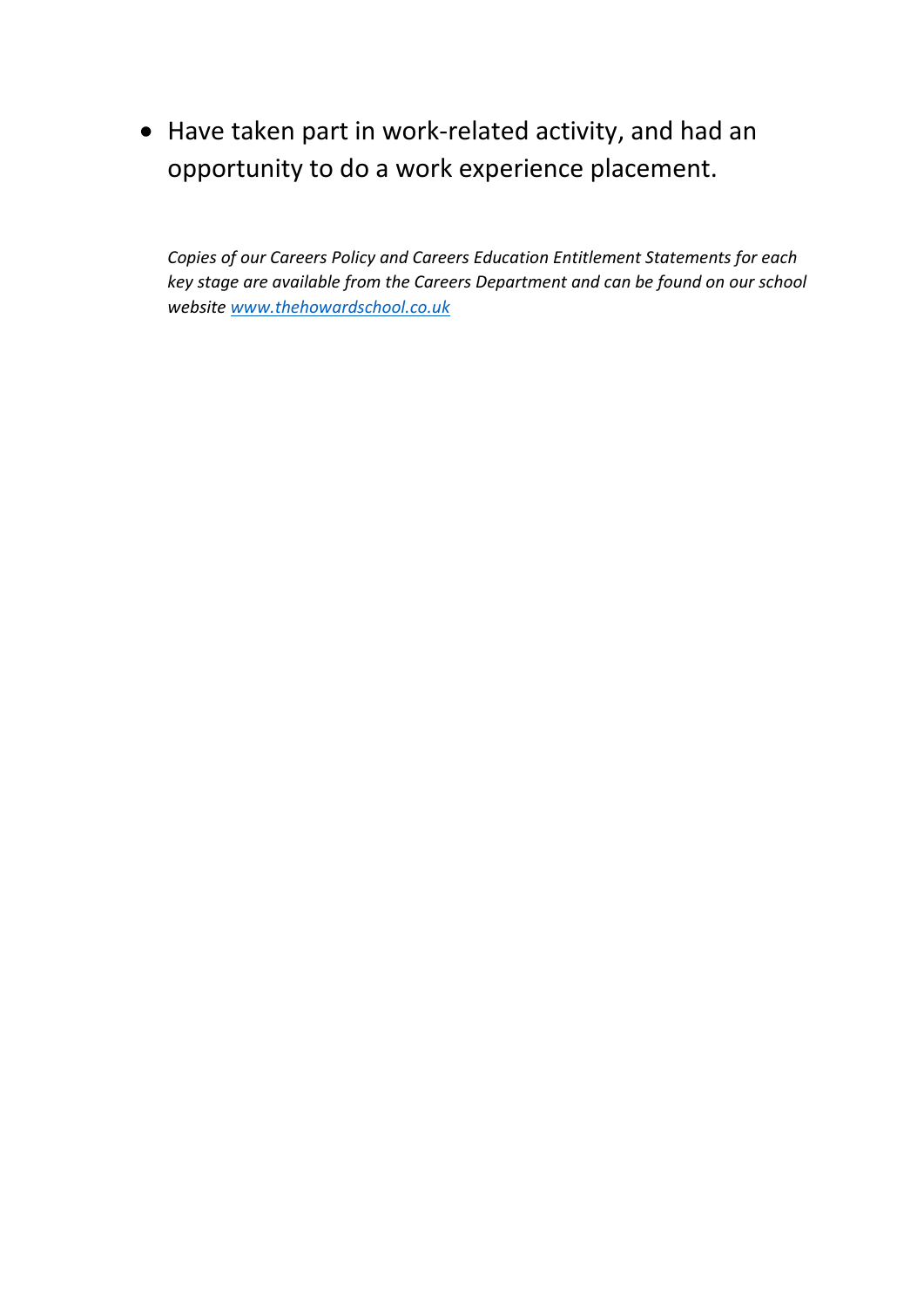- Have taken part in work-related activity, and had an opportunity to do a work experience placement.

*Copies of our Careers Policy and Careers Education Entitlement Statements for each key stage are available from the Careers Department and can be found on our school website [www.thehowardschool.co.uk](http://www.thehowardschool.co.uk)*